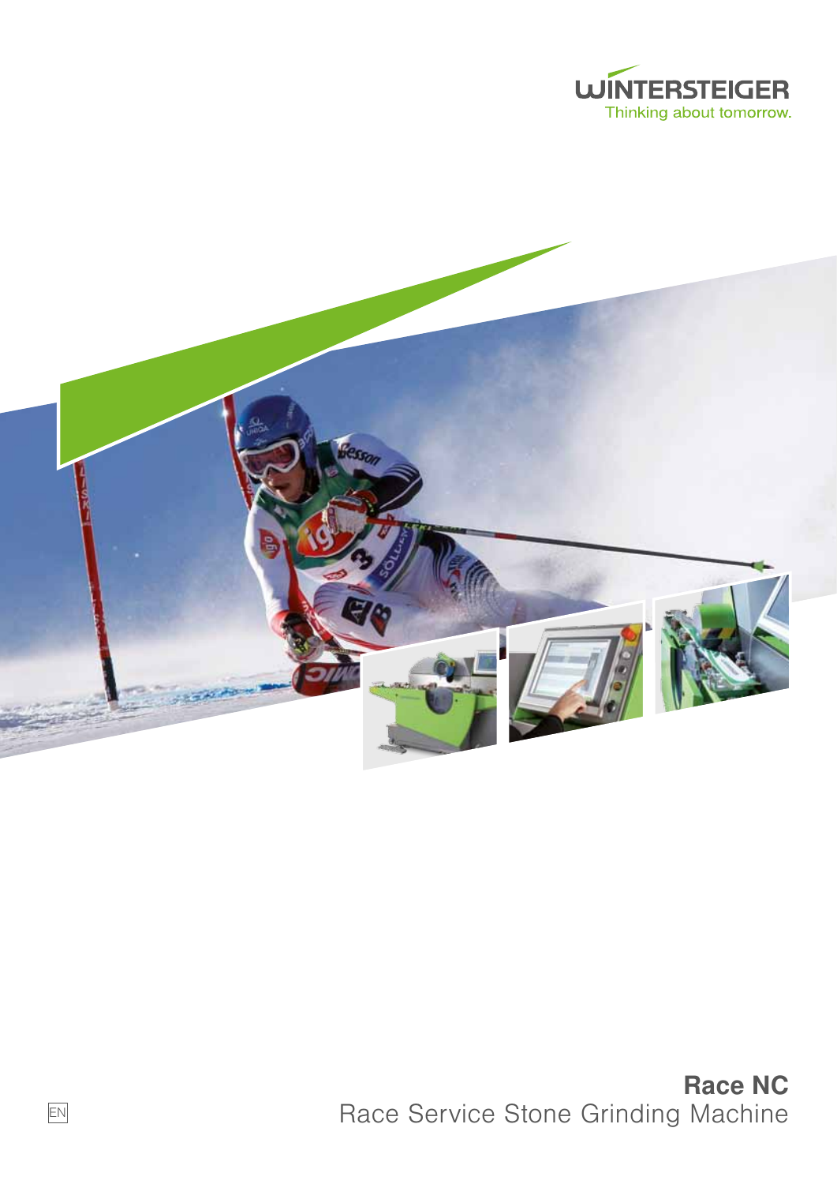WINTERSTEIGER
Thinking about tomorrow.

# Race NC

## Race Service Stone Grinding Machine

EN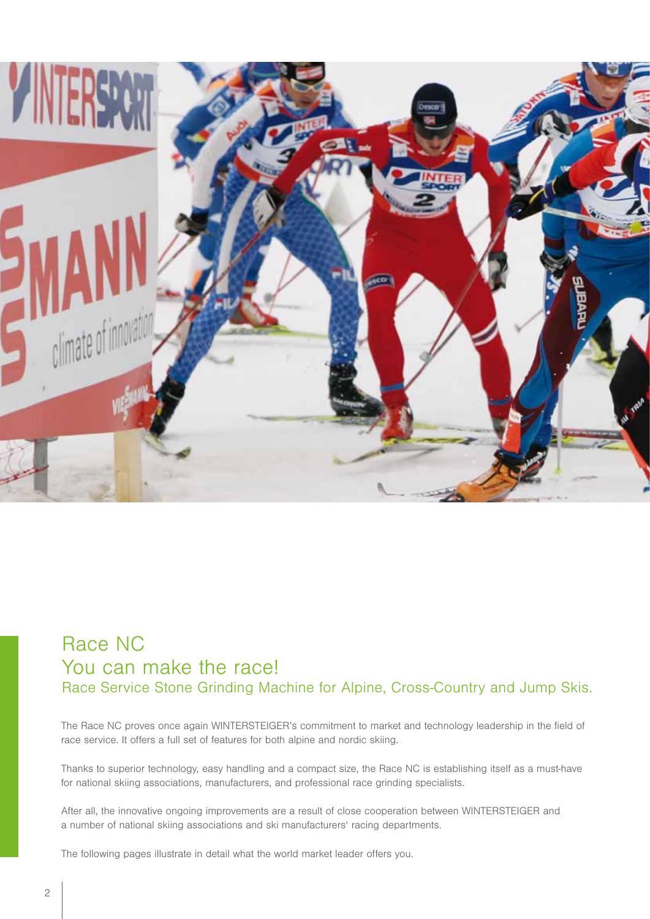## Race NC
## You can make the race!
### Race Service Stone Grinding Machine for Alpine, Cross-Country and Jump Skis.

The Race NC proves once again WINTERSTEIGER's commitment to market and technology leadership in the field of race service. It offers a full set of features for both alpine and nordic skiing.

Thanks to superior technology, easy handling and a compact size, the Race NC is establishing itself as a must-have for national skiing associations, manufacturers, and professional race grinding specialists.

After all, the innovative ongoing improvements are a result of close cooperation between WINTERSTEIGER and a number of national skiing associations and ski manufacturers' racing departments.

The following pages illustrate in detail what the world market leader offers you.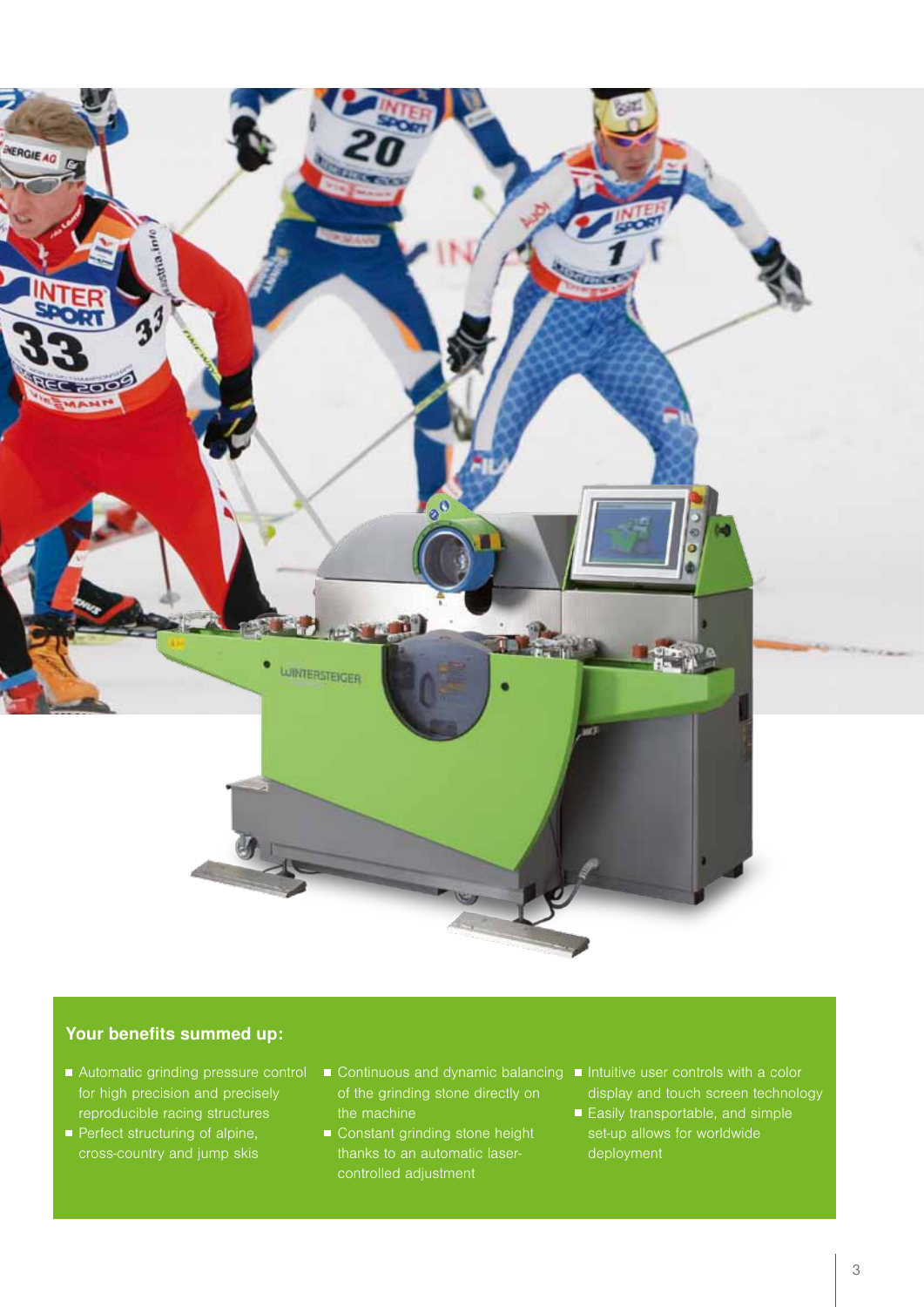## Your benefits summed up:

- Automatic grinding pressure control for high precision and precisely reproducible racing structures
- Perfect structuring of alpine, cross-country and jump skis
- Continuous and dynamic balancing of the grinding stone directly on the machine
- Constant grinding stone height thanks to an automatic laser-controlled adjustment
- Intuitive user controls with a color display and touch screen technology
- Easily transportable, and simple set-up allows for worldwide deployment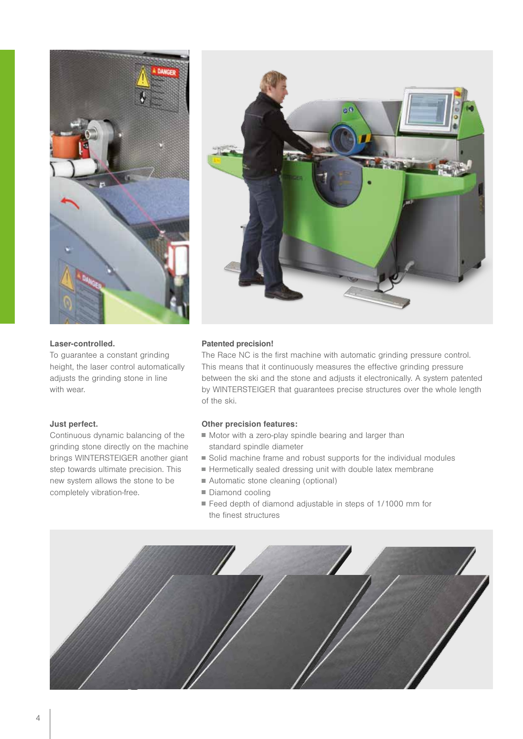**Laser-controlled.**
To guarantee a constant grinding height, the laser control automatically adjusts the grinding stone in line with wear.

**Just perfect.**
Continuous dynamic balancing of the grinding stone directly on the machine brings WINTERSTEIGER another giant step towards ultimate precision. This new system allows the stone to be completely vibration-free.

**Patented precision!**
The Race NC is the first machine with automatic grinding pressure control. This means that it continuously measures the effective grinding pressure between the ski and the stone and adjusts it electronically. A system patented by WINTERSTEIGER that guarantees precise structures over the whole length of the ski.

**Other precision features:**

- Motor with a zero-play spindle bearing and larger than standard spindle diameter
- Solid machine frame and robust supports for the individual modules
- Hermetically sealed dressing unit with double latex membrane
- Automatic stone cleaning (optional)
- Diamond cooling
- Feed depth of diamond adjustable in steps of 1/1000 mm for the finest structures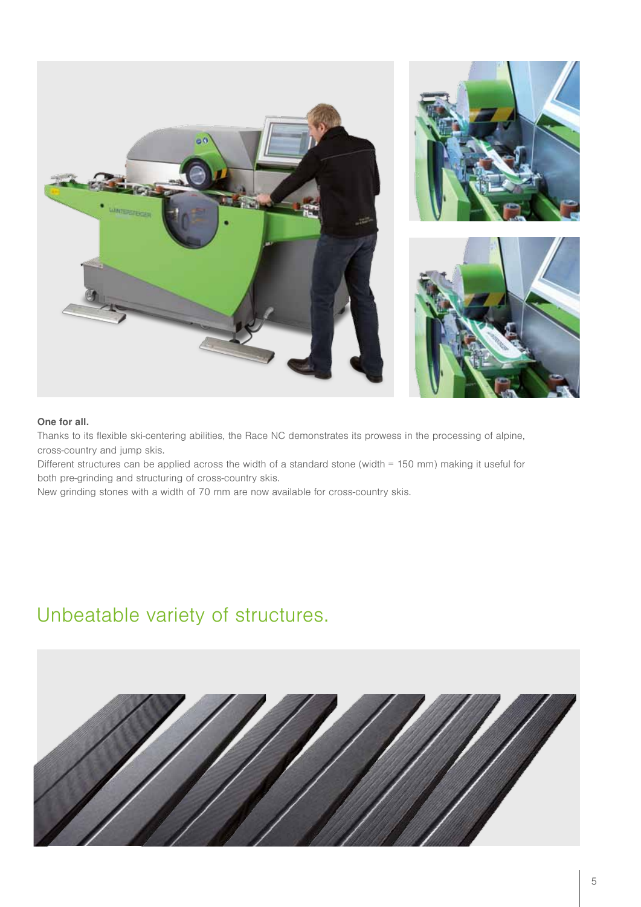**One for all.**

Thanks to its flexible ski-centering abilities, the Race NC demonstrates its prowess in the processing of alpine, cross-country and jump skis.

Different structures can be applied across the width of a standard stone (width = 150 mm) making it useful for both pre-grinding and structuring of cross-country skis.

New grinding stones with a width of 70 mm are now available for cross-country skis.

## Unbeatable variety of structures.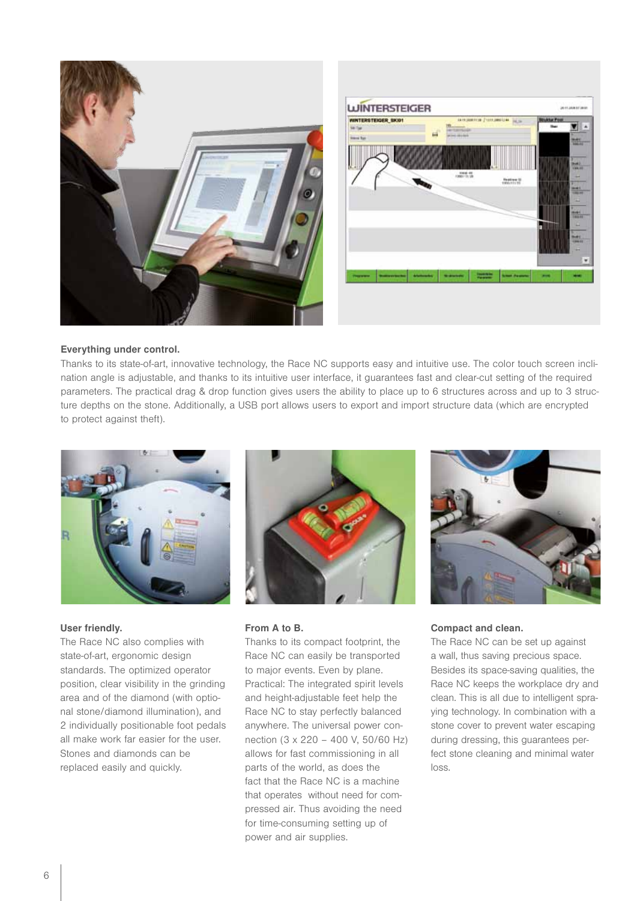**Everything under control.**

Thanks to its state-of-art, innovative technology, the Race NC supports easy and intuitive use. The color touch screen inclination angle is adjustable, and thanks to its intuitive user interface, it guarantees fast and clear-cut setting of the required parameters. The practical drag & drop function gives users the ability to place up to 6 structures across and up to 3 structure depths on the stone. Additionally, a USB port allows users to export and import structure data (which are encrypted to protect against theft).

**User friendly.**

The Race NC also complies with state-of-art, ergonomic design standards. The optimized operator position, clear visibility in the grinding area and of the diamond (with optional stone/diamond illumination), and 2 individually positionable foot pedals all make work far easier for the user. Stones and diamonds can be replaced easily and quickly.

**From A to B.**

Thanks to its compact footprint, the Race NC can easily be transported to major events. Even by plane. Practical: The integrated spirit levels and height-adjustable feet help the Race NC to stay perfectly balanced anywhere. The universal power connection (3 x 220 – 400 V, 50/60 Hz) allows for fast commissioning in all parts of the world, as does the fact that the Race NC is a machine that operates without need for compressed air. Thus avoiding the need for time-consuming setting up of power and air supplies.

**Compact and clean.**

The Race NC can be set up against a wall, thus saving precious space. Besides its space-saving qualities, the Race NC keeps the workplace dry and clean. This is all due to intelligent spraying technology. In combination with a stone cover to prevent water escaping during dressing, this guarantees perfect stone cleaning and minimal water loss.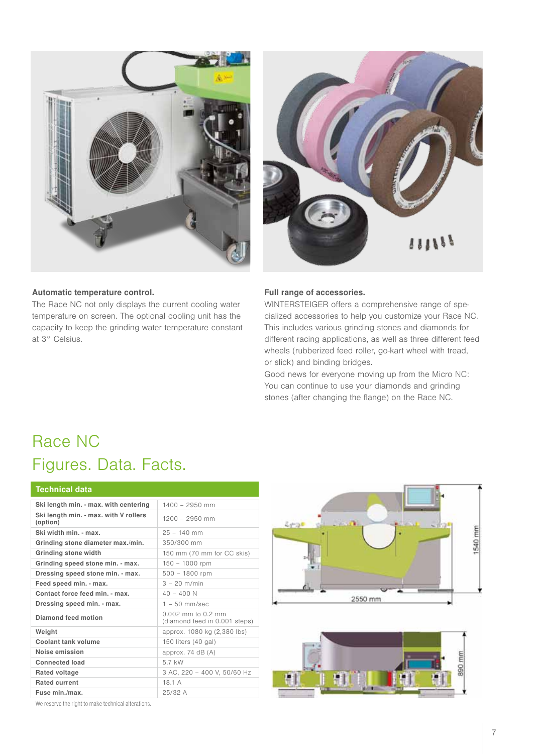**Automatic temperature control.**

The Race NC not only displays the current cooling water temperature on screen. The optional cooling unit has the capacity to keep the grinding water temperature constant at 3° Celsius.

**Full range of accessories.**

WINTERSTEIGER offers a comprehensive range of specialized accessories to help you customize your Race NC. This includes various grinding stones and diamonds for different racing applications, as well as three different feed wheels (rubberized feed roller, go-kart wheel with tread, or slick) and binding bridges.

Good news for everyone moving up from the Micro NC: You can continue to use your diamonds and grinding stones (after changing the flange) on the Race NC.

# Race NC
# Figures. Data. Facts.

| Technical data | |
|---|---|
| Ski length min. - max. with centering | 1400 – 2950 mm |
| Ski length min. - max. with V rollers (option) | 1200 – 2950 mm |
| Ski width min. - max. | 25 – 140 mm |
| Grinding stone diameter max./min. | 350/300 mm |
| Grinding stone width | 150 mm (70 mm for CC skis) |
| Grinding speed stone min. - max. | 150 – 1000 rpm |
| Dressing speed stone min. - max. | 500 – 1800 rpm |
| Feed speed min. - max. | 3 – 20 m/min |
| Contact force feed min. - max. | 40 – 400 N |
| Dressing speed min. - max. | 1 – 50 mm/sec |
| Diamond feed motion | 0.002 mm to 0.2 mm (diamond feed in 0.001 steps) |
| Weight | approx. 1080 kg (2,380 lbs) |
| Coolant tank volume | 150 liters (40 gal) |
| Noise emission | approx. 74 dB (A) |
| Connected load | 5.7 kW |
| Rated voltage | 3 AC, 220 – 400 V, 50/60 Hz |
| Rated current | 18.1 A |
| Fuse min./max. | 25/32 A |

We reserve the right to make technical alterations.

1540 mm

2550 mm

890 mm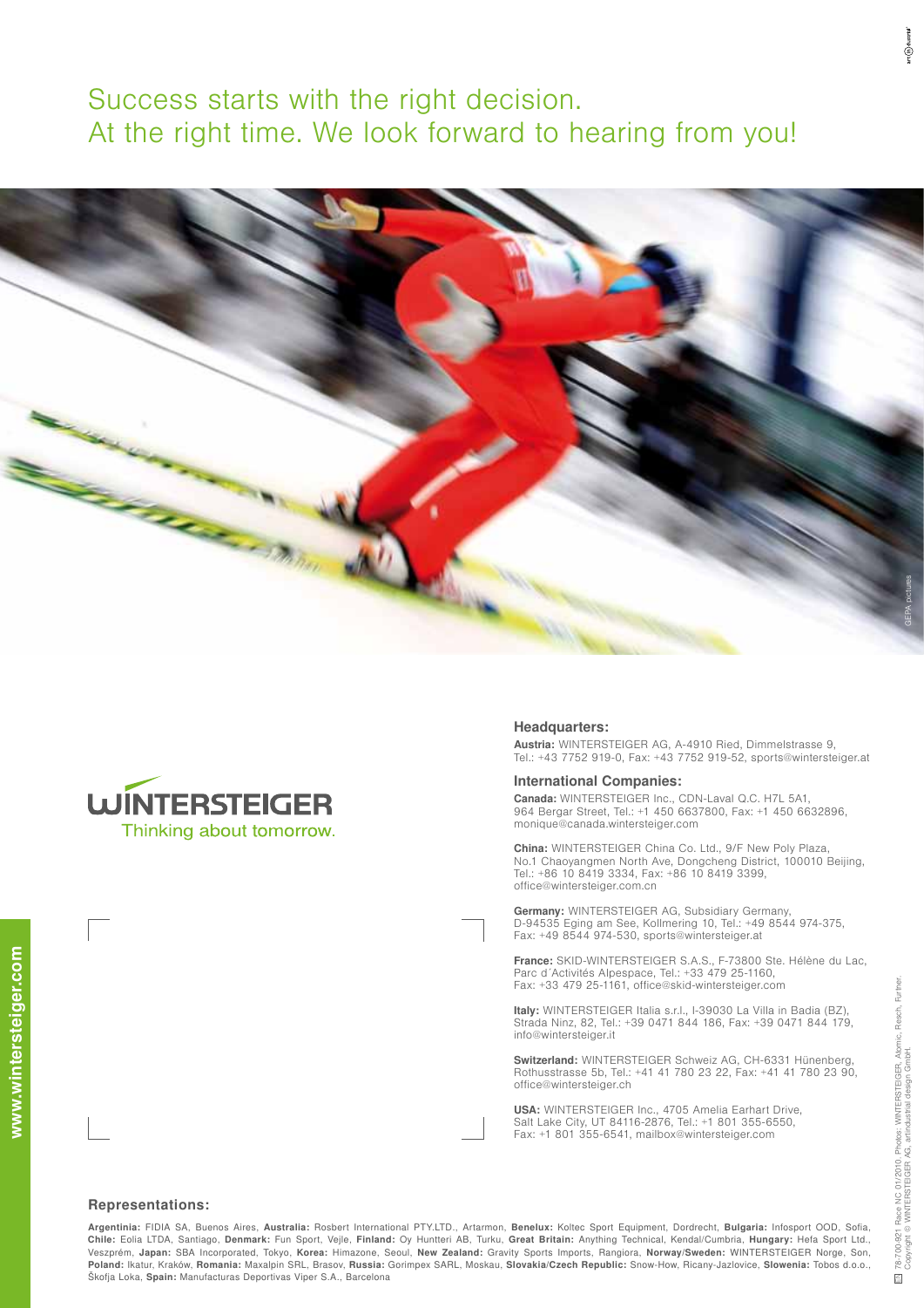# Success starts with the right decision.
# At the right time. We look forward to hearing from you!

GEPA pictures

WINTERSTEIGER
Thinking about tomorrow.

www.wintersteiger.com

## Headquarters:

**Austria:** WINTERSTEIGER AG, A-4910 Ried, Dimmelstrasse 9, Tel.: +43 7752 919-0, Fax: +43 7752 919-52, sports@wintersteiger.at

## International Companies:

**Canada:** WINTERSTEIGER Inc., CDN-Laval Q.C. H7L 5A1, 964 Bergar Street, Tel.: +1 450 6637800, Fax: +1 450 6632896, monique@canada.wintersteiger.com

**China:** WINTERSTEIGER China Co. Ltd., 9/F New Poly Plaza, No.1 Chaoyangmen North Ave, Dongcheng District, 100010 Beijing, Tel.: +86 10 8419 3334, Fax: +86 10 8419 3399, office@wintersteiger.com.cn

**Germany:** WINTERSTEIGER AG, Subsidiary Germany, D-94535 Eging am See, Kollmering 10, Tel.: +49 8544 974-375, Fax: +49 8544 974-530, sports@wintersteiger.at

**France:** SKID-WINTERSTEIGER S.A.S., F-73800 Ste. Hélène du Lac, Parc d´Activités Alpespace, Tel.: +33 479 25-1160, Fax: +33 479 25-1161, office@skid-wintersteiger.com

**Italy:** WINTERSTEIGER Italia s.r.l., I-39030 La Villa in Badia (BZ), Strada Ninz, 82, Tel.: +39 0471 844 186, Fax: +39 0471 844 179, info@wintersteiger.it

**Switzerland:** WINTERSTEIGER Schweiz AG, CH-6331 Hünenberg, Rothusstrasse 5b, Tel.: +41 41 780 23 22, Fax: +41 41 780 23 90, office@wintersteiger.ch

**USA:** WINTERSTEIGER Inc., 4705 Amelia Earhart Drive, Salt Lake City, UT 84116-2876, Tel.: +1 801 355-6550, Fax: +1 801 355-6541, mailbox@wintersteiger.com

## Representations:

**Argentinia:** FIDIA SA, Buenos Aires, **Australia:** Rosbert International PTY.LTD., Artarmon, **Benelux:** Koltec Sport Equipment, Dordrecht, **Bulgaria:** Infosport OOD, Sofia, **Chile:** Eolia LTDA, Santiago, **Denmark:** Fun Sport, Vejle, **Finland:** Oy Huntteri AB, Turku, **Great Britain:** Anything Technical, Kendal/Cumbria, **Hungary:** Hefa Sport Ltd., Veszprém, **Japan:** SBA Incorporated, Tokyo, **Korea:** Himazone, Seoul, **New Zealand:** Gravity Sports Imports, Rangiora, **Norway/Sweden:** WINTERSTEIGER Norge, Son, **Poland:** Ikatur, Kraków, **Romania:** Maxalpin SRL, Brasov, **Russia:** Gorimpex SARL, Moskau, **Slovakia/Czech Republic:** Snow-How, Ricany-Jazlovice, **Slowenia:** Tobos d.o.o., Škofja Loka, **Spain:** Manufacturas Deportivas Viper S.A., Barcelona

78-700-921 Race NC 01/2010. Photos: WINTERSTEIGER, Atomic, Resch, Further. Copyright © WINTERSTEIGER AG, artindustrial design GmbH.